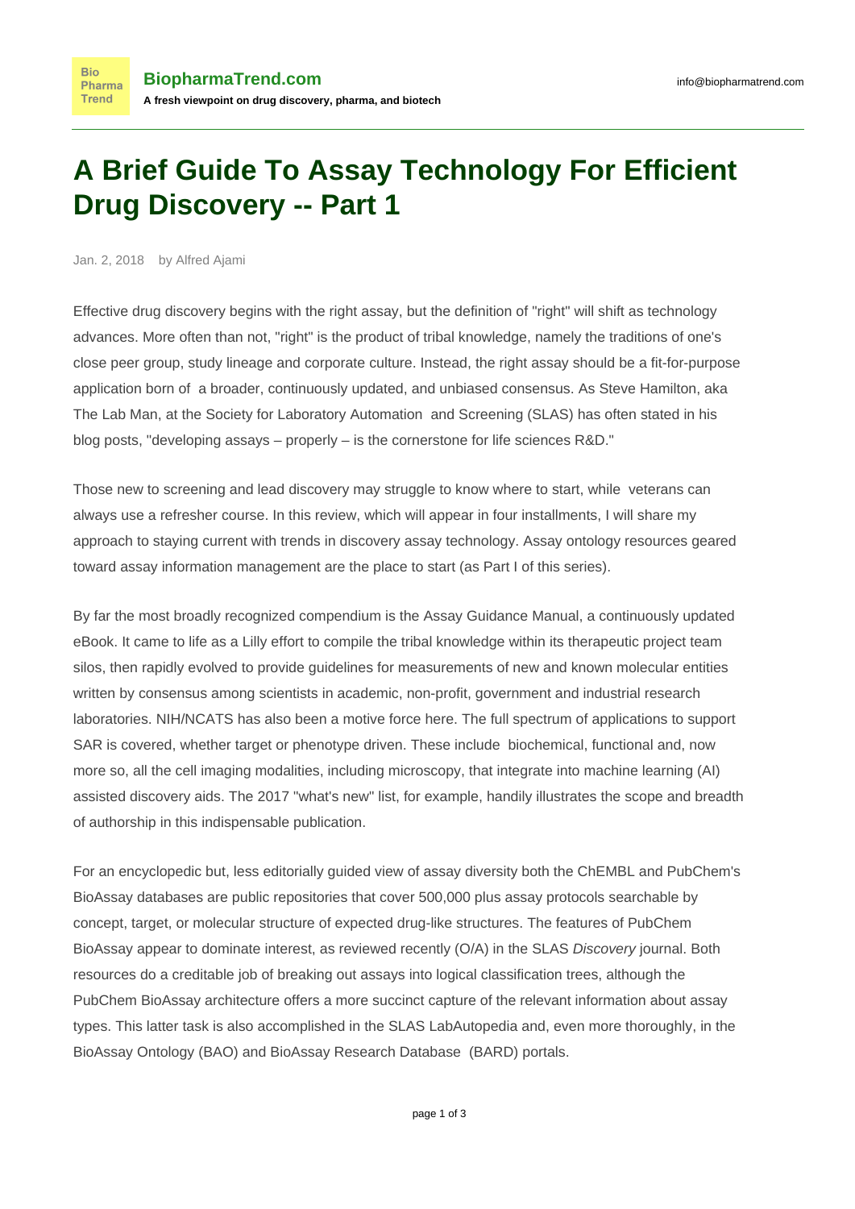# A Brief Guide To Assay Technology For Efficient Drug Discovery -- Part 1

Jan. 2, 2018 by Alfred Ajami

Effective drug discovery begins with the right assay, but the definition of "right" will shift as technology advances. More often than not, "right" is the product of tribal knowledge, namely the traditions of one's close peer group, study lineage and corporate culture. Instead, the right assay should be a fit-for-purpose application born of a broader, continuously updated, and unbiased consensus. As Steve Hamilton, aka The Lab Man, at the Society for Laboratory Automation and Screening (SLAS) has often stated in his blog posts, "developing assays – properly – is the cornerstone for life sciences R&D."

Those new to screening and lead discovery may struggle to know where to start, while veterans can always use a refresher course. In this review, which will appear in four installments, I will share my approach to staying current with trends in discovery assay technology. Assay ontology resources geared toward assay information management are the place to start (as Part I of this series).

By far the most broadly recognized compendium is the Assay Guidance Manual, a continuously updated eBook. It came to life as a Lilly effort to compile the tribal knowledge within its therapeutic project team silos, then rapidly evolved to provide guidelines for measurements of new and known molecular entities written by consensus among scientists in academic, non-profit, government and industrial research laboratories. NIH/NCATS has also been a motive force here. The full spectrum of applications to support SAR is covered, whether target or phenotype driven. These include biochemical, functional and, now more so, all the cell imaging modalities, including microscopy, that integrate into machine learning (AI) assisted discovery aids. The 2017 "what's new" list, for example, handily illustrates the scope and breadth of authorship in this indispensable publication.

For an encyclopedic but, less editorially guided view of assay diversity both the ChEMBL and PubChem's BioAssay databases are public repositories that cover 500,000 plus assay protocols searchable by concept, target, or molecular structure of expected drug-like structures. The features of PubChem BioAssay appear to dominate interest, as reviewed recently (O/A) in the SLAS *Discovery* journal. Both resources do a creditable job of breaking out assays into logical classification trees, although the PubChem BioAssay architecture offers a more succinct capture of the relevant information about assay types. This latter task is also accomplished in the SLAS LabAutopedia and, even more thoroughly, in the BioAssay Ontology (BAO) and BioAssay Research Database (BARD) portals.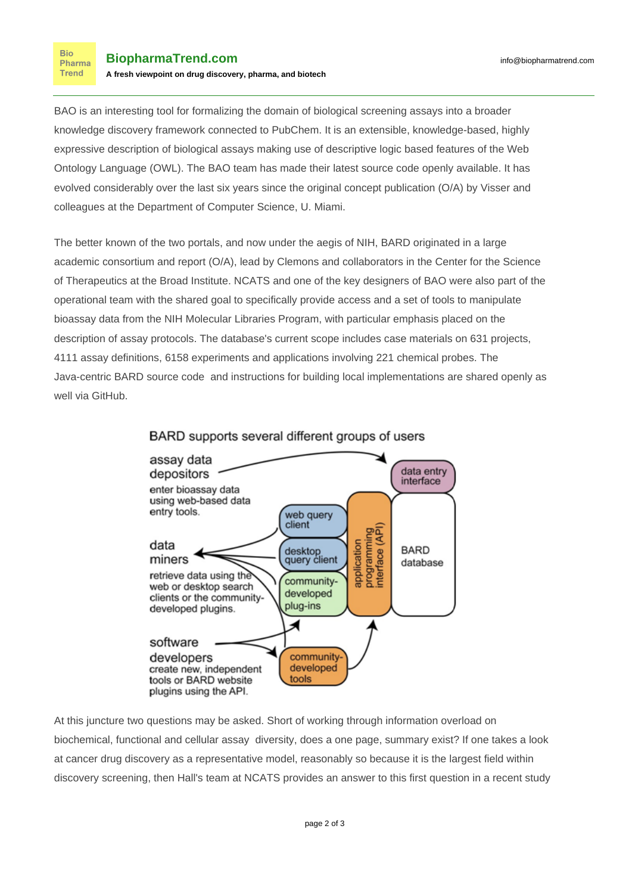BAO is an interesting tool for formalizing the domain of biological screening assays into a broader knowledge discovery framework connected to PubChem. It is an extensible, knowledge-based, highly expressive description of biological assays making use of descriptive logic based features of the Web Ontology Language (OWL). The BAO team has made their latest source code openly available. It has evolved considerably over the last six years since the original concept publication (O/A) by Visser and colleagues at the Department of Computer Science, U. Miami.

The better known of the two portals, and now under the aegis of NIH, BARD originated in a large academic consortium and report (O/A), lead by Clemons and collaborators in the Center for the Science of Therapeutics at the Broad Institute. NCATS and one of the key designers of BAO were also part of the operational team with the shared goal to specifically provide access and a set of tools to manipulate bioassay data from the NIH Molecular Libraries Program, with particular emphasis placed on the description of assay protocols. The database's current scope includes case materials on 631 projects, 4111 assay definitions, 6158 experiments and applications involving 221 chemical probes. The Java-centric BARD source code and instructions for building local implementations are shared openly as well via GitHub.

BARD supports several different groups of users

- **assay data depositors** – enter bioassay data using web-based data entry tools.
- **data miners** – retrieve data using the web or desktop search clients or the community-developed plugins.
- **software developers** – create new, independent tools or BARD website plugins using the API.

data entry interface · web query client · desktop query client · community-developed plug-ins · application programming interface (API) · BARD database · community-developed tools

At this juncture two questions may be asked. Short of working through information overload on biochemical, functional and cellular assay diversity, does a one page, summary exist? If one takes a look at cancer drug discovery as a representative model, reasonably so because it is the largest field within discovery screening, then Hall's team at NCATS provides an answer to this first question in a recent study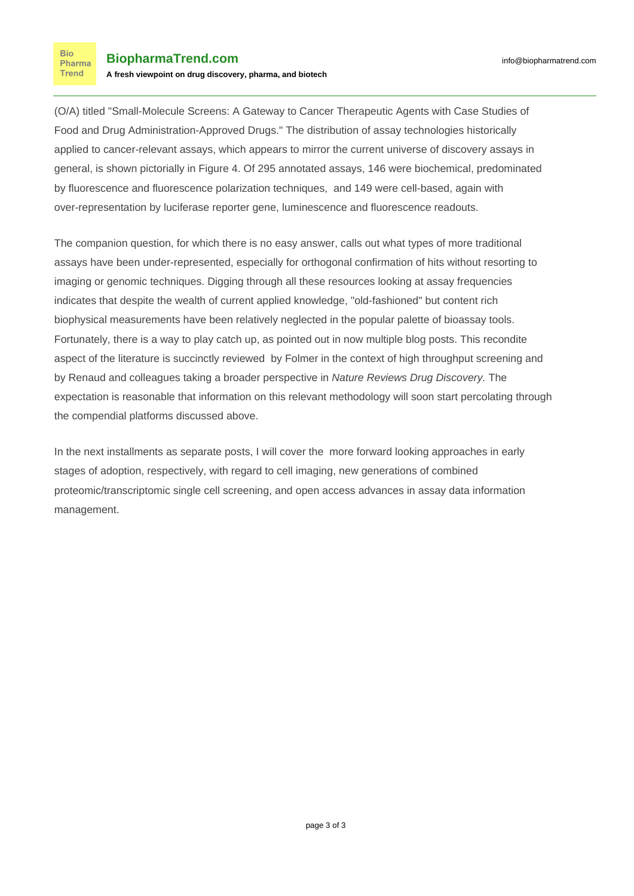(O/A) titled "Small-Molecule Screens: A Gateway to Cancer Therapeutic Agents with Case Studies of Food and Drug Administration-Approved Drugs." The distribution of assay technologies historically applied to cancer-relevant assays, which appears to mirror the current universe of discovery assays in general, is shown pictorially in Figure 4. Of 295 annotated assays, 146 were biochemical, predominated by fluorescence and fluorescence polarization techniques, and 149 were cell-based, again with over-representation by luciferase reporter gene, luminescence and fluorescence readouts.

The companion question, for which there is no easy answer, calls out what types of more traditional assays have been under-represented, especially for orthogonal confirmation of hits without resorting to imaging or genomic techniques. Digging through all these resources looking at assay frequencies indicates that despite the wealth of current applied knowledge, "old-fashioned" but content rich biophysical measurements have been relatively neglected in the popular palette of bioassay tools. Fortunately, there is a way to play catch up, as pointed out in now multiple blog posts. This recondite aspect of the literature is succinctly reviewed by Folmer in the context of high throughput screening and by Renaud and colleagues taking a broader perspective in *Nature Reviews Drug Discovery.* The expectation is reasonable that information on this relevant methodology will soon start percolating through the compendial platforms discussed above.

In the next installments as separate posts, I will cover the more forward looking approaches in early stages of adoption, respectively, with regard to cell imaging, new generations of combined proteomic/transcriptomic single cell screening, and open access advances in assay data information management.